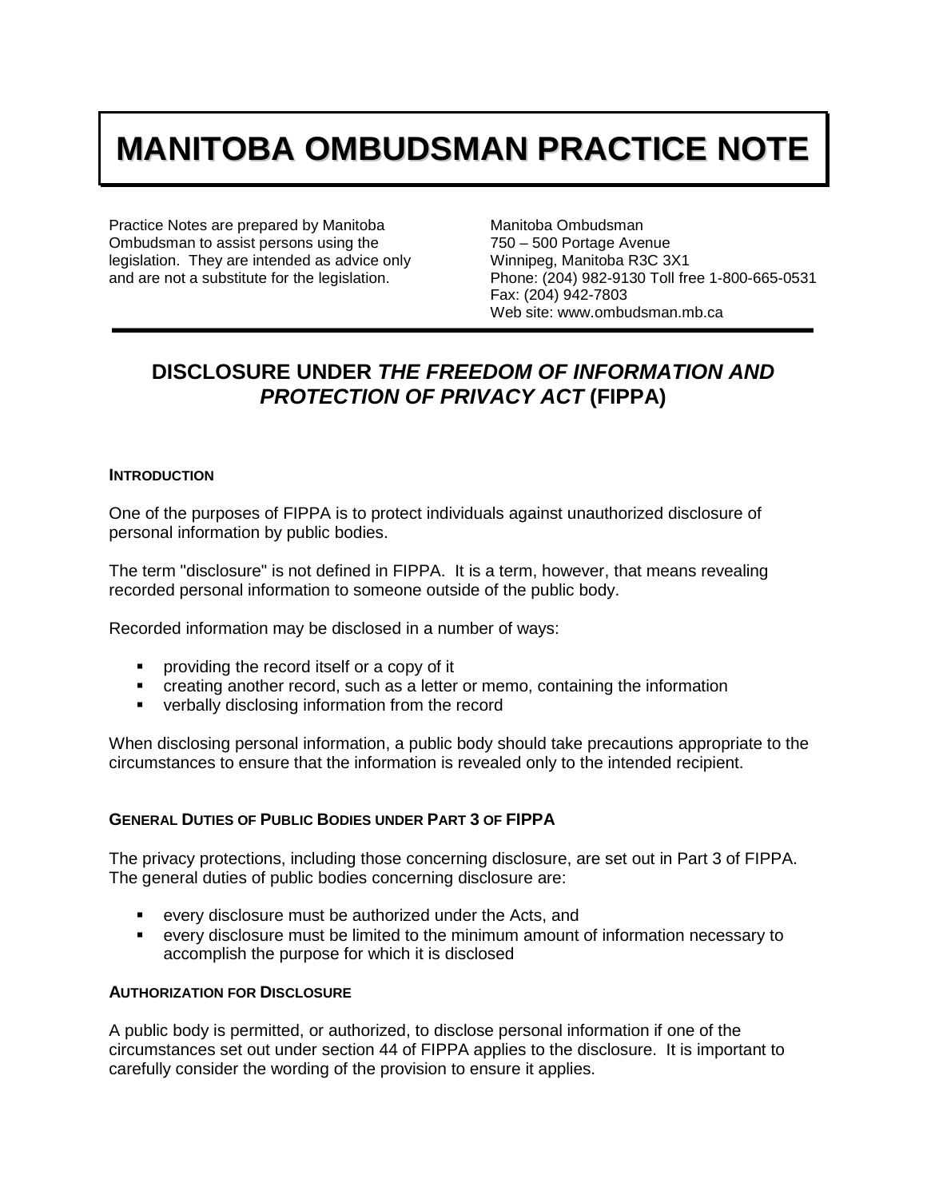# MANITOBA OMBUDSMAN PRACTICE NOTE

Practice Notes are prepared by Manitoba Ombudsman to assist persons using the legislation. They are intended as advice only and are not a substitute for the legislation.

Manitoba Ombudsman
750 – 500 Portage Avenue
Winnipeg, Manitoba R3C 3X1
Phone: (204) 982-9130 Toll free 1-800-665-0531
Fax: (204) 942-7803
Web site: www.ombudsman.mb.ca

## DISCLOSURE UNDER *THE FREEDOM OF INFORMATION AND PROTECTION OF PRIVACY ACT* (FIPPA)

### INTRODUCTION

One of the purposes of FIPPA is to protect individuals against unauthorized disclosure of personal information by public bodies.

The term "disclosure" is not defined in FIPPA. It is a term, however, that means revealing recorded personal information to someone outside of the public body.

Recorded information may be disclosed in a number of ways:

- providing the record itself or a copy of it
- creating another record, such as a letter or memo, containing the information
- verbally disclosing information from the record

When disclosing personal information, a public body should take precautions appropriate to the circumstances to ensure that the information is revealed only to the intended recipient.

### GENERAL DUTIES OF PUBLIC BODIES UNDER PART 3 OF FIPPA

The privacy protections, including those concerning disclosure, are set out in Part 3 of FIPPA. The general duties of public bodies concerning disclosure are:

- every disclosure must be authorized under the Acts, and
- every disclosure must be limited to the minimum amount of information necessary to accomplish the purpose for which it is disclosed

### AUTHORIZATION FOR DISCLOSURE

A public body is permitted, or authorized, to disclose personal information if one of the circumstances set out under section 44 of FIPPA applies to the disclosure. It is important to carefully consider the wording of the provision to ensure it applies.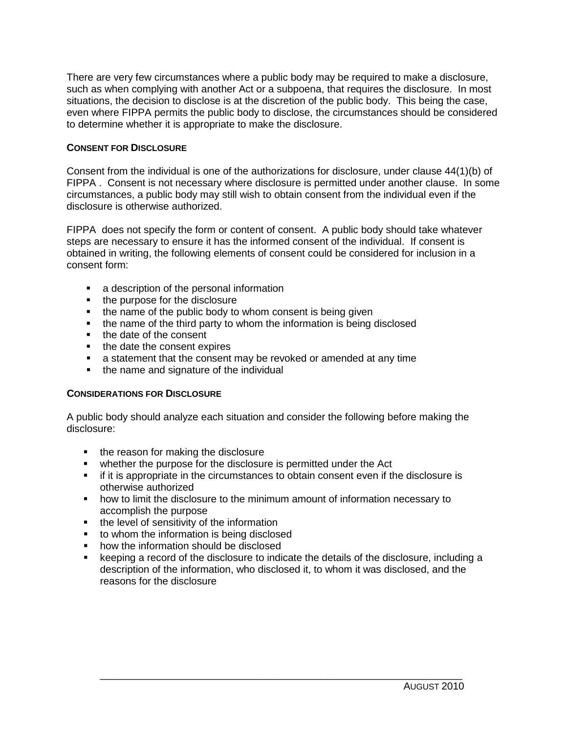There are very few circumstances where a public body may be required to make a disclosure, such as when complying with another Act or a subpoena, that requires the disclosure. In most situations, the decision to disclose is at the discretion of the public body. This being the case, even where FIPPA permits the public body to disclose, the circumstances should be considered to determine whether it is appropriate to make the disclosure.

### CONSENT FOR DISCLOSURE

Consent from the individual is one of the authorizations for disclosure, under clause 44(1)(b) of FIPPA . Consent is not necessary where disclosure is permitted under another clause. In some circumstances, a public body may still wish to obtain consent from the individual even if the disclosure is otherwise authorized.

FIPPA does not specify the form or content of consent. A public body should take whatever steps are necessary to ensure it has the informed consent of the individual. If consent is obtained in writing, the following elements of consent could be considered for inclusion in a consent form:

- a description of the personal information
- the purpose for the disclosure
- the name of the public body to whom consent is being given
- the name of the third party to whom the information is being disclosed
- the date of the consent
- the date the consent expires
- a statement that the consent may be revoked or amended at any time
- the name and signature of the individual

### CONSIDERATIONS FOR DISCLOSURE

A public body should analyze each situation and consider the following before making the disclosure:

- the reason for making the disclosure
- whether the purpose for the disclosure is permitted under the Act
- if it is appropriate in the circumstances to obtain consent even if the disclosure is otherwise authorized
- how to limit the disclosure to the minimum amount of information necessary to accomplish the purpose
- the level of sensitivity of the information
- to whom the information is being disclosed
- how the information should be disclosed
- keeping a record of the disclosure to indicate the details of the disclosure, including a description of the information, who disclosed it, to whom it was disclosed, and the reasons for the disclosure